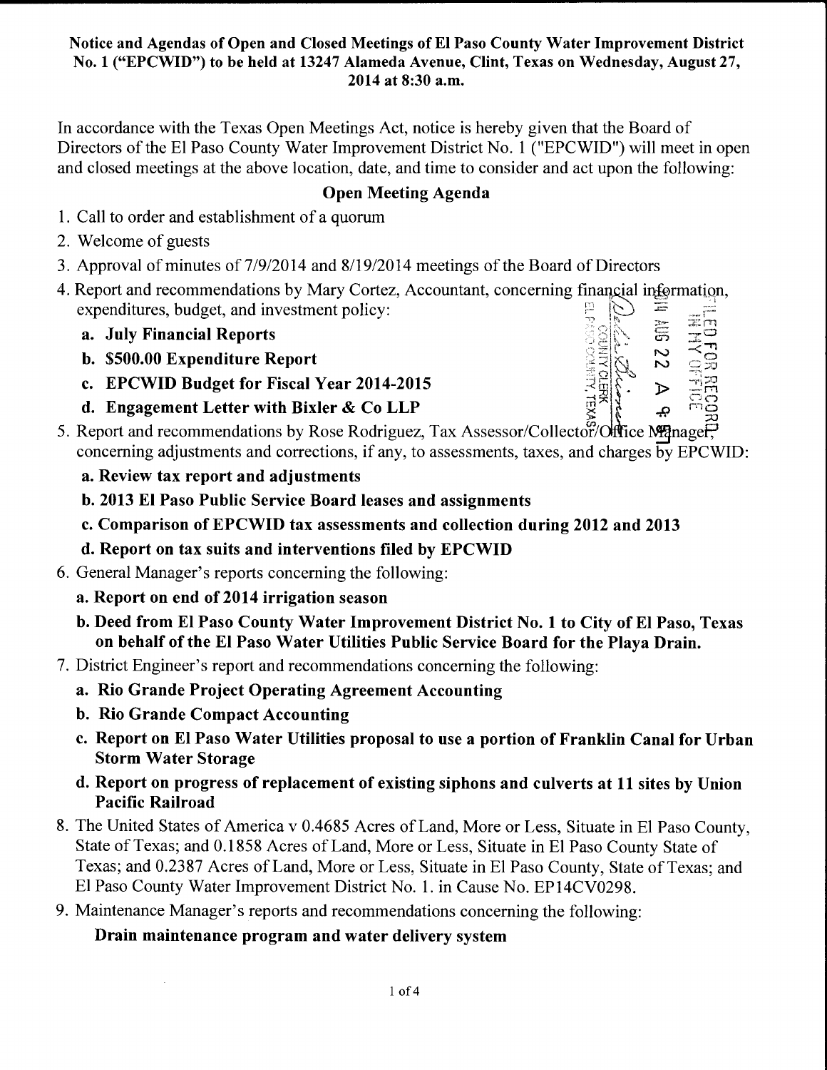**Notice and Agendas of Open and Closed Meetings of El Paso County Water Improvement District No. 1 ("EPCWID") to be held at 13247 Alameda Avenue, Clint, Texas on Wednesday, August 27, 2014 at 8:30 a.m.**

In accordance with the Texas Open Meetings Act, notice is hereby given that the Board of Directors of the El Paso County Water Improvement District No. 1 ("EPCWID") will meet in open and closed meetings at the above location, date, and time to consider and act upon the following:

## Open Meeting Agenda

1. Call to order and establishment of a quorum
2. Welcome of guests
3. Approval of minutes of 7/9/2014 and 8/19/2014 meetings of the Board of Directors
4. Report and recommendations by Mary Cortez, Accountant, concerning financial information, expenditures, budget, and investment policy:
   - **a. July Financial Reports**
   - **b. $500.00 Expenditure Report**
   - **c. EPCWID Budget for Fiscal Year 2014-2015**
   - **d. Engagement Letter with Bixler & Co LLP**
5. Report and recommendations by Rose Rodriguez, Tax Assessor/Collector/Office Manager, concerning adjustments and corrections, if any, to assessments, taxes, and charges by EPCWID:
   - **a. Review tax report and adjustments**
   - **b. 2013 El Paso Public Service Board leases and assignments**
   - **c. Comparison of EPCWID tax assessments and collection during 2012 and 2013**
   - **d. Report on tax suits and interventions filed by EPCWID**
6. General Manager's reports concerning the following:
   - **a. Report on end of 2014 irrigation season**
   - **b. Deed from El Paso County Water Improvement District No. 1 to City of El Paso, Texas on behalf of the El Paso Water Utilities Public Service Board for the Playa Drain.**
7. District Engineer's report and recommendations concerning the following:
   - **a. Rio Grande Project Operating Agreement Accounting**
   - **b. Rio Grande Compact Accounting**
   - **c. Report on El Paso Water Utilities proposal to use a portion of Franklin Canal for Urban Storm Water Storage**
   - **d. Report on progress of replacement of existing siphons and culverts at 11 sites by Union Pacific Railroad**
8. The United States of America v 0.4685 Acres of Land, More or Less, Situate in El Paso County, State of Texas; and 0.1858 Acres of Land, More or Less, Situate in El Paso County State of Texas; and 0.2387 Acres of Land, More or Less, Situate in El Paso County, State of Texas; and El Paso County Water Improvement District No. 1. in Cause No. EP14CV0298.
9. Maintenance Manager's reports and recommendations concerning the following:

   **Drain maintenance program and water delivery system**

FILED FOR RECORD IN MY OFFICE 2014 AUG 22 A 9: [illegible] COUNTY CLERK EL PASO COUNTY, TEXAS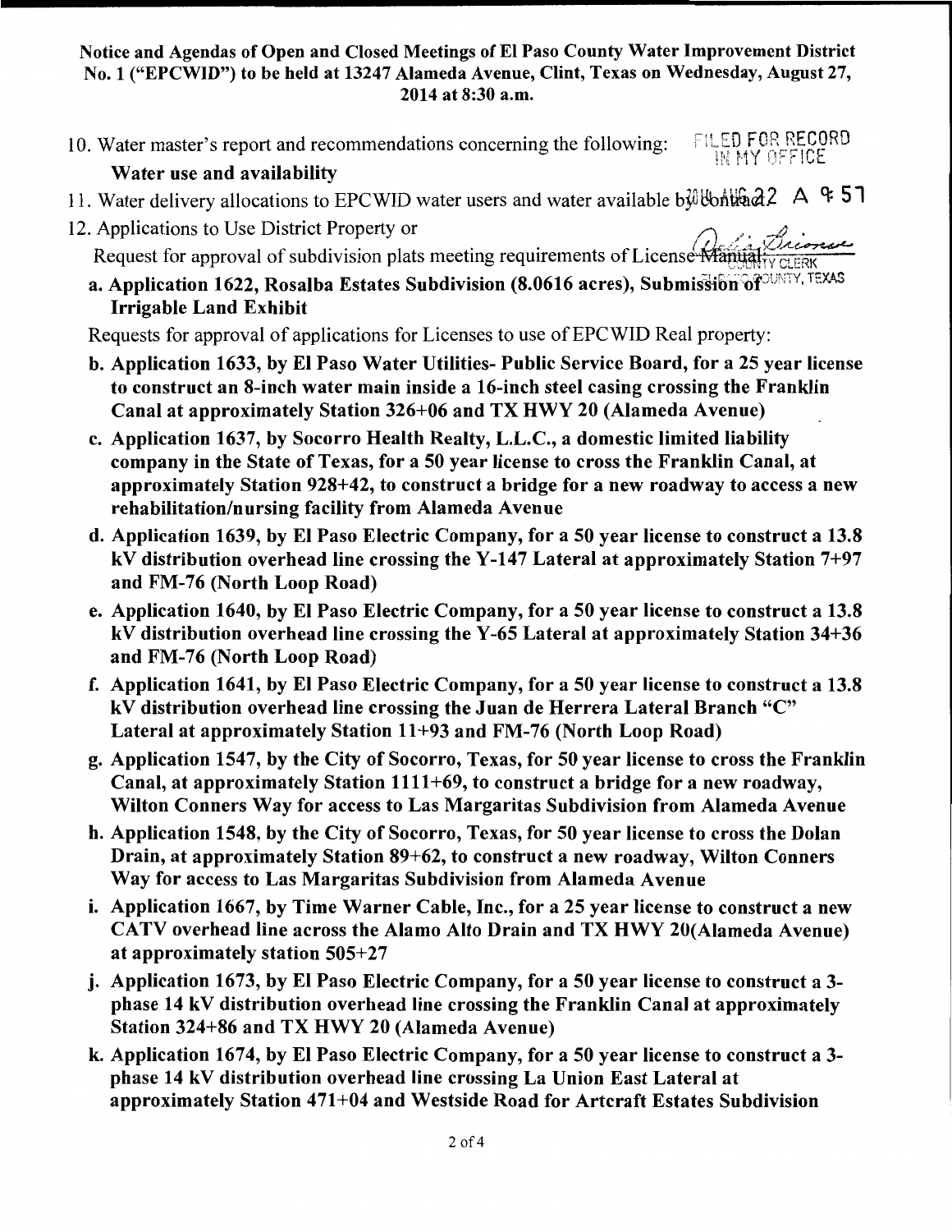**Notice and Agendas of Open and Closed Meetings of El Paso County Water Improvement District No. 1 ("EPCWID") to be held at 13247 Alameda Avenue, Clint, Texas on Wednesday, August 27, 2014 at 8:30 a.m.**

FILED FOR RECORD IN MY OFFICE

2014 AUG 22 A 9:51

COUNTY CLERK EL PASO COUNTY, TEXAS

10. Water master's report and recommendations concerning the following:
    **Water use and availability**
11. Water delivery allocations to EPCWID water users and water available by contract
12. Applications to Use District Property or
    Request for approval of subdivision plats meeting requirements of License Manual:
    a. **Application 1622, Rosalba Estates Subdivision (8.0616 acres), Submission of Irrigable Land Exhibit**

    Requests for approval of applications for Licenses to use of EPCWID Real property:

    b. **Application 1633, by El Paso Water Utilities- Public Service Board, for a 25 year license to construct an 8-inch water main inside a 16-inch steel casing crossing the Franklin Canal at approximately Station 326+06 and TX HWY 20 (Alameda Avenue)**
    c. **Application 1637, by Socorro Health Realty, L.L.C., a domestic limited liability company in the State of Texas, for a 50 year license to cross the Franklin Canal, at approximately Station 928+42, to construct a bridge for a new roadway to access a new rehabilitation/nursing facility from Alameda Avenue**
    d. **Application 1639, by El Paso Electric Company, for a 50 year license to construct a 13.8 kV distribution overhead line crossing the Y-147 Lateral at approximately Station 7+97 and FM-76 (North Loop Road)**
    e. **Application 1640, by El Paso Electric Company, for a 50 year license to construct a 13.8 kV distribution overhead line crossing the Y-65 Lateral at approximately Station 34+36 and FM-76 (North Loop Road)**
    f. **Application 1641, by El Paso Electric Company, for a 50 year license to construct a 13.8 kV distribution overhead line crossing the Juan de Herrera Lateral Branch "C" Lateral at approximately Station 11+93 and FM-76 (North Loop Road)**
    g. **Application 1547, by the City of Socorro, Texas, for 50 year license to cross the Franklin Canal, at approximately Station 1111+69, to construct a bridge for a new roadway, Wilton Conners Way for access to Las Margaritas Subdivision from Alameda Avenue**
    h. **Application 1548, by the City of Socorro, Texas, for 50 year license to cross the Dolan Drain, at approximately Station 89+62, to construct a new roadway, Wilton Conners Way for access to Las Margaritas Subdivision from Alameda Avenue**
    i. **Application 1667, by Time Warner Cable, Inc., for a 25 year license to construct a new CATV overhead line across the Alamo Alto Drain and TX HWY 20(Alameda Avenue) at approximately station 505+27**
    j. **Application 1673, by El Paso Electric Company, for a 50 year license to construct a 3-phase 14 kV distribution overhead line crossing the Franklin Canal at approximately Station 324+86 and TX HWY 20 (Alameda Avenue)**
    k. **Application 1674, by El Paso Electric Company, for a 50 year license to construct a 3-phase 14 kV distribution overhead line crossing La Union East Lateral at approximately Station 471+04 and Westside Road for Artcraft Estates Subdivision**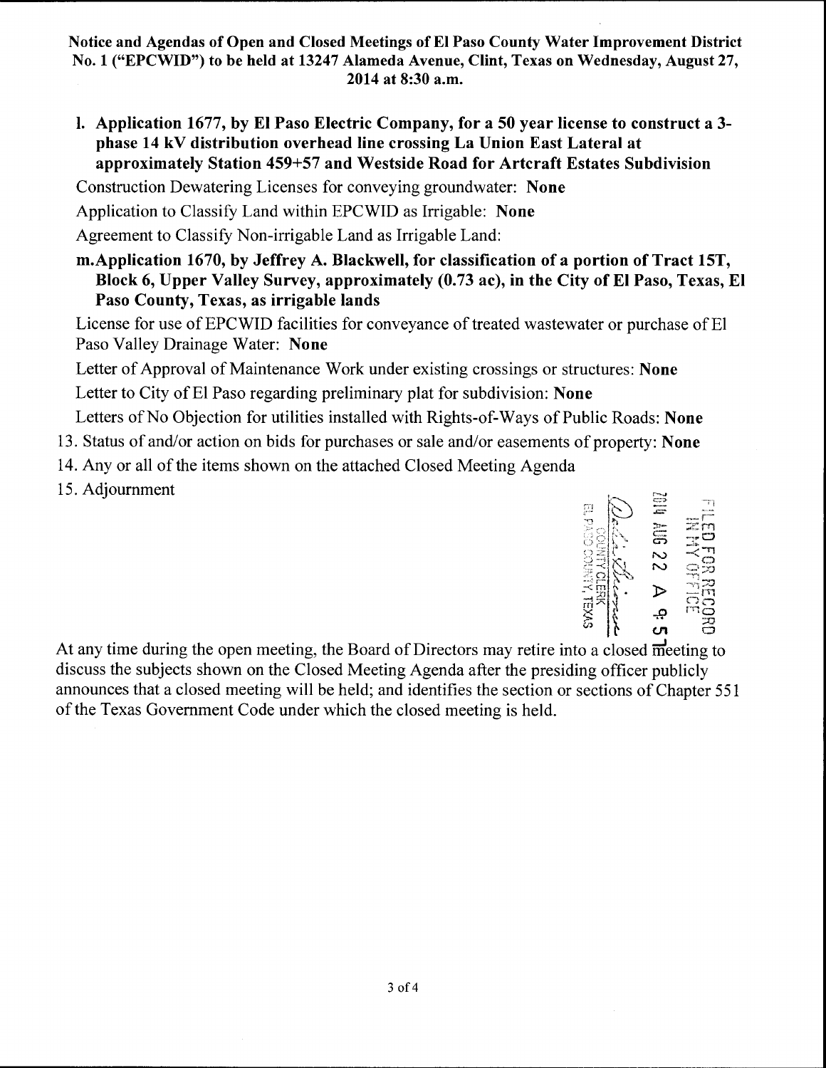**Notice and Agendas of Open and Closed Meetings of El Paso County Water Improvement District No. 1 ("EPCWID") to be held at 13247 Alameda Avenue, Clint, Texas on Wednesday, August 27, 2014 at 8:30 a.m.**

l. **Application 1677, by El Paso Electric Company, for a 50 year license to construct a 3-phase 14 kV distribution overhead line crossing La Union East Lateral at approximately Station 459+57 and Westside Road for Artcraft Estates Subdivision**

Construction Dewatering Licenses for conveying groundwater: **None**

Application to Classify Land within EPCWID as Irrigable: **None**

Agreement to Classify Non-irrigable Land as Irrigable Land:

m. **Application 1670, by Jeffrey A. Blackwell, for classification of a portion of Tract 15T, Block 6, Upper Valley Survey, approximately (0.73 ac), in the City of El Paso, Texas, El Paso County, Texas, as irrigable lands**

License for use of EPCWID facilities for conveyance of treated wastewater or purchase of El Paso Valley Drainage Water: **None**

Letter of Approval of Maintenance Work under existing crossings or structures: **None**

Letter to City of El Paso regarding preliminary plat for subdivision: **None**

Letters of No Objection for utilities installed with Rights-of-Ways of Public Roads: **None**

13. Status of and/or action on bids for purchases or sale and/or easements of property: **None**
14. Any or all of the items shown on the attached Closed Meeting Agenda
15. Adjournment

FILED FOR RECORD IN MY OFFICE
2014 AUG 22 A 9:57
COUNTY CLERK
EL PASO COUNTY, TEXAS

At any time during the open meeting, the Board of Directors may retire into a closed meeting to discuss the subjects shown on the Closed Meeting Agenda after the presiding officer publicly announces that a closed meeting will be held; and identifies the section or sections of Chapter 551 of the Texas Government Code under which the closed meeting is held.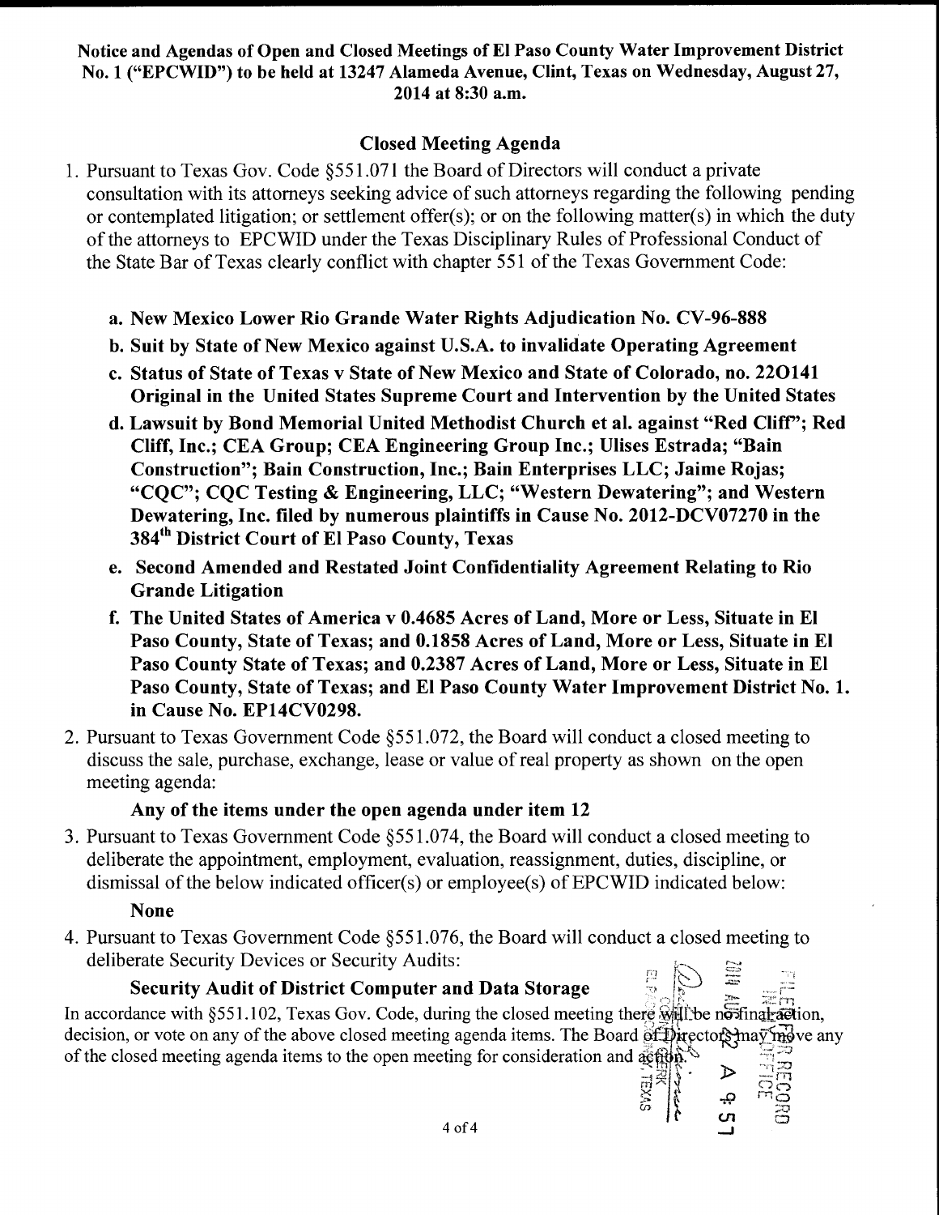**Notice and Agendas of Open and Closed Meetings of El Paso County Water Improvement District No. 1 ("EPCWID") to be held at 13247 Alameda Avenue, Clint, Texas on Wednesday, August 27, 2014 at 8:30 a.m.**

## Closed Meeting Agenda

1. Pursuant to Texas Gov. Code §551.071 the Board of Directors will conduct a private consultation with its attorneys seeking advice of such attorneys regarding the following pending or contemplated litigation; or settlement offer(s); or on the following matter(s) in which the duty of the attorneys to EPCWID under the Texas Disciplinary Rules of Professional Conduct of the State Bar of Texas clearly conflict with chapter 551 of the Texas Government Code:

   a. **New Mexico Lower Rio Grande Water Rights Adjudication No. CV-96-888**

   b. **Suit by State of New Mexico against U.S.A. to invalidate Operating Agreement**

   c. **Status of State of Texas v State of New Mexico and State of Colorado, no. 220141 Original in the United States Supreme Court and Intervention by the United States**

   d. **Lawsuit by Bond Memorial United Methodist Church et al. against "Red Cliff"; Red Cliff, Inc.; CEA Group; CEA Engineering Group Inc.; Ulises Estrada; "Bain Construction"; Bain Construction, Inc.; Bain Enterprises LLC; Jaime Rojas; "CQC"; CQC Testing & Engineering, LLC; "Western Dewatering"; and Western Dewatering, Inc. filed by numerous plaintiffs in Cause No. 2012-DCV07270 in the 384th District Court of El Paso County, Texas**

   e. **Second Amended and Restated Joint Confidentiality Agreement Relating to Rio Grande Litigation**

   f. **The United States of America v 0.4685 Acres of Land, More or Less, Situate in El Paso County, State of Texas; and 0.1858 Acres of Land, More or Less, Situate in El Paso County State of Texas; and 0.2387 Acres of Land, More or Less, Situate in El Paso County, State of Texas; and El Paso County Water Improvement District No. 1. in Cause No. EP14CV0298.**

2. Pursuant to Texas Government Code §551.072, the Board will conduct a closed meeting to discuss the sale, purchase, exchange, lease or value of real property as shown on the open meeting agenda:

   **Any of the items under the open agenda under item 12**

3. Pursuant to Texas Government Code §551.074, the Board will conduct a closed meeting to deliberate the appointment, employment, evaluation, reassignment, duties, discipline, or dismissal of the below indicated officer(s) or employee(s) of EPCWID indicated below:

   **None**

4. Pursuant to Texas Government Code §551.076, the Board will conduct a closed meeting to deliberate Security Devices or Security Audits:

   **Security Audit of District Computer and Data Storage**

In accordance with §551.102, Texas Gov. Code, during the closed meeting there will be no final action, decision, or vote on any of the above closed meeting agenda items. The Board of Directors may move any of the closed meeting agenda items to the open meeting for consideration and action.

FILED FOR RECORD IN MY OFFICE
2014 AUG 22 A 9:57
COUNTY CLERK EL PASO COUNTY, TEXAS